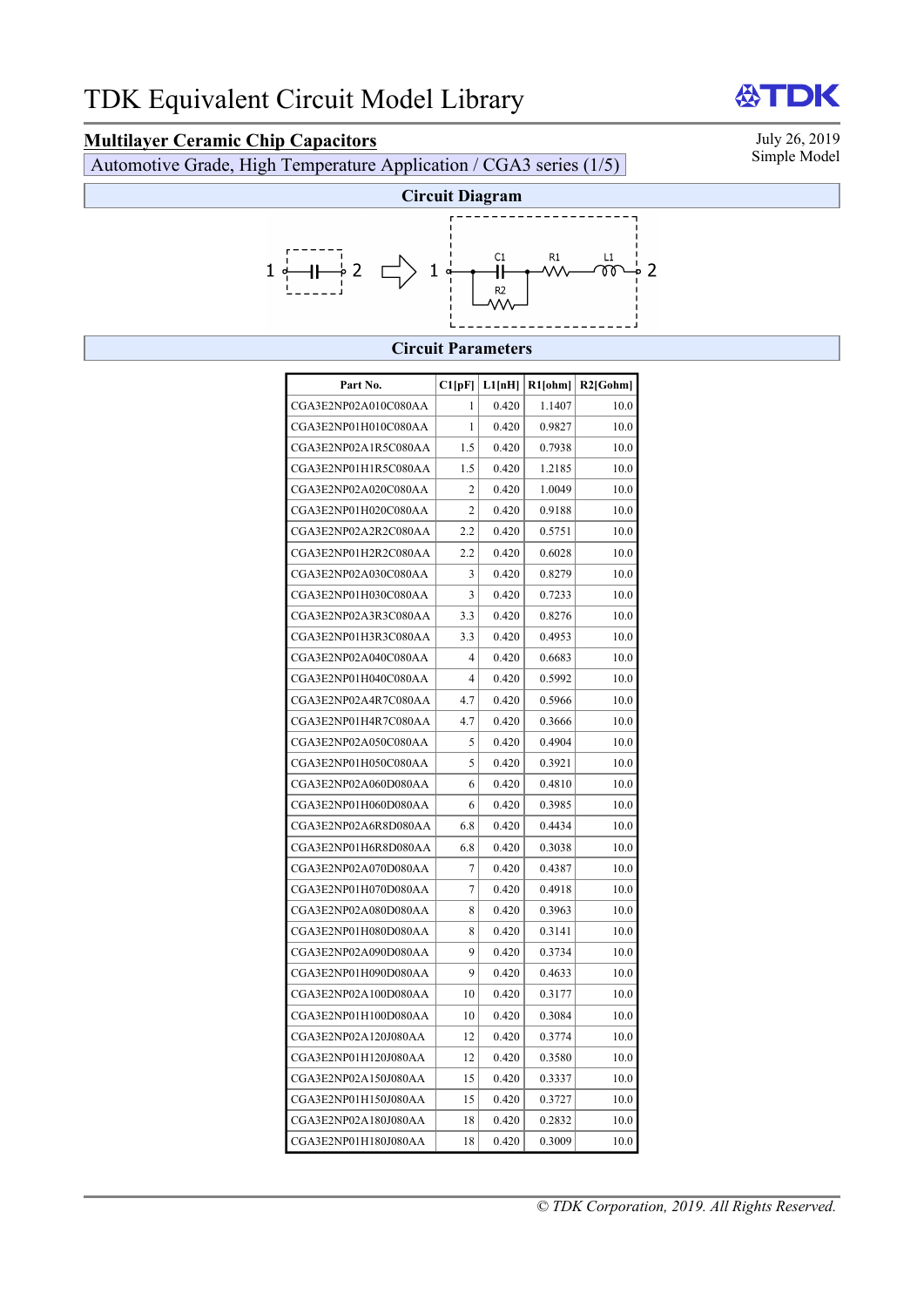# TDK Equivalent Circuit Model Library

## Multilayer Ceramic Chip Capacitors

Automotive Grade, High Temperature Application / CGA3 series (1/5)

July 26, 2019
Simple Model

### Circuit Diagram

1 —| |— 2 ⇨ 1 — C1 — R1 — L1 — 2 (R2 in parallel with C1)

### Circuit Parameters

| Part No. | C1[pF] | L1[nH] | R1[ohm] | R2[Gohm] |
|---|---|---|---|---|
| CGA3E2NP02A010C080AA | 1 | 0.420 | 1.1407 | 10.0 |
| CGA3E2NP01H010C080AA | 1 | 0.420 | 0.9827 | 10.0 |
| CGA3E2NP02A1R5C080AA | 1.5 | 0.420 | 0.7938 | 10.0 |
| CGA3E2NP01H1R5C080AA | 1.5 | 0.420 | 1.2185 | 10.0 |
| CGA3E2NP02A020C080AA | 2 | 0.420 | 1.0049 | 10.0 |
| CGA3E2NP01H020C080AA | 2 | 0.420 | 0.9188 | 10.0 |
| CGA3E2NP02A2R2C080AA | 2.2 | 0.420 | 0.5751 | 10.0 |
| CGA3E2NP01H2R2C080AA | 2.2 | 0.420 | 0.6028 | 10.0 |
| CGA3E2NP02A030C080AA | 3 | 0.420 | 0.8279 | 10.0 |
| CGA3E2NP01H030C080AA | 3 | 0.420 | 0.7233 | 10.0 |
| CGA3E2NP02A3R3C080AA | 3.3 | 0.420 | 0.8276 | 10.0 |
| CGA3E2NP01H3R3C080AA | 3.3 | 0.420 | 0.4953 | 10.0 |
| CGA3E2NP02A040C080AA | 4 | 0.420 | 0.6683 | 10.0 |
| CGA3E2NP01H040C080AA | 4 | 0.420 | 0.5992 | 10.0 |
| CGA3E2NP02A4R7C080AA | 4.7 | 0.420 | 0.5966 | 10.0 |
| CGA3E2NP01H4R7C080AA | 4.7 | 0.420 | 0.3666 | 10.0 |
| CGA3E2NP02A050C080AA | 5 | 0.420 | 0.4904 | 10.0 |
| CGA3E2NP01H050C080AA | 5 | 0.420 | 0.3921 | 10.0 |
| CGA3E2NP02A060D080AA | 6 | 0.420 | 0.4810 | 10.0 |
| CGA3E2NP01H060D080AA | 6 | 0.420 | 0.3985 | 10.0 |
| CGA3E2NP02A6R8D080AA | 6.8 | 0.420 | 0.4434 | 10.0 |
| CGA3E2NP01H6R8D080AA | 6.8 | 0.420 | 0.3038 | 10.0 |
| CGA3E2NP02A070D080AA | 7 | 0.420 | 0.4387 | 10.0 |
| CGA3E2NP01H070D080AA | 7 | 0.420 | 0.4918 | 10.0 |
| CGA3E2NP02A080D080AA | 8 | 0.420 | 0.3963 | 10.0 |
| CGA3E2NP01H080D080AA | 8 | 0.420 | 0.3141 | 10.0 |
| CGA3E2NP02A090D080AA | 9 | 0.420 | 0.3734 | 10.0 |
| CGA3E2NP01H090D080AA | 9 | 0.420 | 0.4633 | 10.0 |
| CGA3E2NP02A100D080AA | 10 | 0.420 | 0.3177 | 10.0 |
| CGA3E2NP01H100D080AA | 10 | 0.420 | 0.3084 | 10.0 |
| CGA3E2NP02A120J080AA | 12 | 0.420 | 0.3774 | 10.0 |
| CGA3E2NP01H120J080AA | 12 | 0.420 | 0.3580 | 10.0 |
| CGA3E2NP02A150J080AA | 15 | 0.420 | 0.3337 | 10.0 |
| CGA3E2NP01H150J080AA | 15 | 0.420 | 0.3727 | 10.0 |
| CGA3E2NP02A180J080AA | 18 | 0.420 | 0.2832 | 10.0 |
| CGA3E2NP01H180J080AA | 18 | 0.420 | 0.3009 | 10.0 |

*© TDK Corporation, 2019. All Rights Reserved.*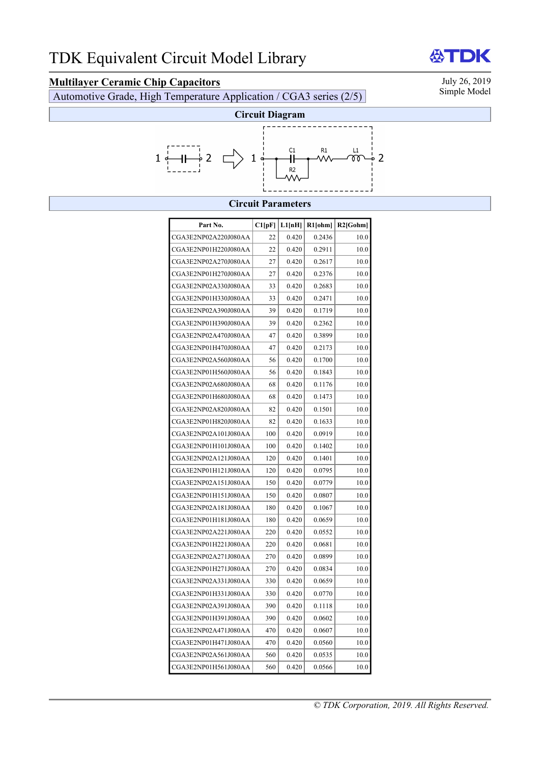# TDK Equivalent Circuit Model Library

July 26, 2019
Simple Model

## Multilayer Ceramic Chip Capacitors

Automotive Grade, High Temperature Application / CGA3 series (2/5)

### Circuit Diagram

1 —C1— 2 ⇒ 1 — (C1 ∥ R2) — R1 — L1 — 2

### Circuit Parameters

| Part No. | C1[pF] | L1[nH] | R1[ohm] | R2[Gohm] |
|---|---|---|---|---|
| CGA3E2NP02A220J080AA | 22 | 0.420 | 0.2436 | 10.0 |
| CGA3E2NP01H220J080AA | 22 | 0.420 | 0.2911 | 10.0 |
| CGA3E2NP02A270J080AA | 27 | 0.420 | 0.2617 | 10.0 |
| CGA3E2NP01H270J080AA | 27 | 0.420 | 0.2376 | 10.0 |
| CGA3E2NP02A330J080AA | 33 | 0.420 | 0.2683 | 10.0 |
| CGA3E2NP01H330J080AA | 33 | 0.420 | 0.2471 | 10.0 |
| CGA3E2NP02A390J080AA | 39 | 0.420 | 0.1719 | 10.0 |
| CGA3E2NP01H390J080AA | 39 | 0.420 | 0.2362 | 10.0 |
| CGA3E2NP02A470J080AA | 47 | 0.420 | 0.3899 | 10.0 |
| CGA3E2NP01H470J080AA | 47 | 0.420 | 0.2173 | 10.0 |
| CGA3E2NP02A560J080AA | 56 | 0.420 | 0.1700 | 10.0 |
| CGA3E2NP01H560J080AA | 56 | 0.420 | 0.1843 | 10.0 |
| CGA3E2NP02A680J080AA | 68 | 0.420 | 0.1176 | 10.0 |
| CGA3E2NP01H680J080AA | 68 | 0.420 | 0.1473 | 10.0 |
| CGA3E2NP02A820J080AA | 82 | 0.420 | 0.1501 | 10.0 |
| CGA3E2NP01H820J080AA | 82 | 0.420 | 0.1633 | 10.0 |
| CGA3E2NP02A101J080AA | 100 | 0.420 | 0.0919 | 10.0 |
| CGA3E2NP01H101J080AA | 100 | 0.420 | 0.1402 | 10.0 |
| CGA3E2NP02A121J080AA | 120 | 0.420 | 0.1401 | 10.0 |
| CGA3E2NP01H121J080AA | 120 | 0.420 | 0.0795 | 10.0 |
| CGA3E2NP02A151J080AA | 150 | 0.420 | 0.0779 | 10.0 |
| CGA3E2NP01H151J080AA | 150 | 0.420 | 0.0807 | 10.0 |
| CGA3E2NP02A181J080AA | 180 | 0.420 | 0.1067 | 10.0 |
| CGA3E2NP01H181J080AA | 180 | 0.420 | 0.0659 | 10.0 |
| CGA3E2NP02A221J080AA | 220 | 0.420 | 0.0552 | 10.0 |
| CGA3E2NP01H221J080AA | 220 | 0.420 | 0.0681 | 10.0 |
| CGA3E2NP02A271J080AA | 270 | 0.420 | 0.0899 | 10.0 |
| CGA3E2NP01H271J080AA | 270 | 0.420 | 0.0834 | 10.0 |
| CGA3E2NP02A331J080AA | 330 | 0.420 | 0.0659 | 10.0 |
| CGA3E2NP01H331J080AA | 330 | 0.420 | 0.0770 | 10.0 |
| CGA3E2NP02A391J080AA | 390 | 0.420 | 0.1118 | 10.0 |
| CGA3E2NP01H391J080AA | 390 | 0.420 | 0.0602 | 10.0 |
| CGA3E2NP02A471J080AA | 470 | 0.420 | 0.0607 | 10.0 |
| CGA3E2NP01H471J080AA | 470 | 0.420 | 0.0560 | 10.0 |
| CGA3E2NP02A561J080AA | 560 | 0.420 | 0.0535 | 10.0 |
| CGA3E2NP01H561J080AA | 560 | 0.420 | 0.0566 | 10.0 |

*© TDK Corporation, 2019. All Rights Reserved.*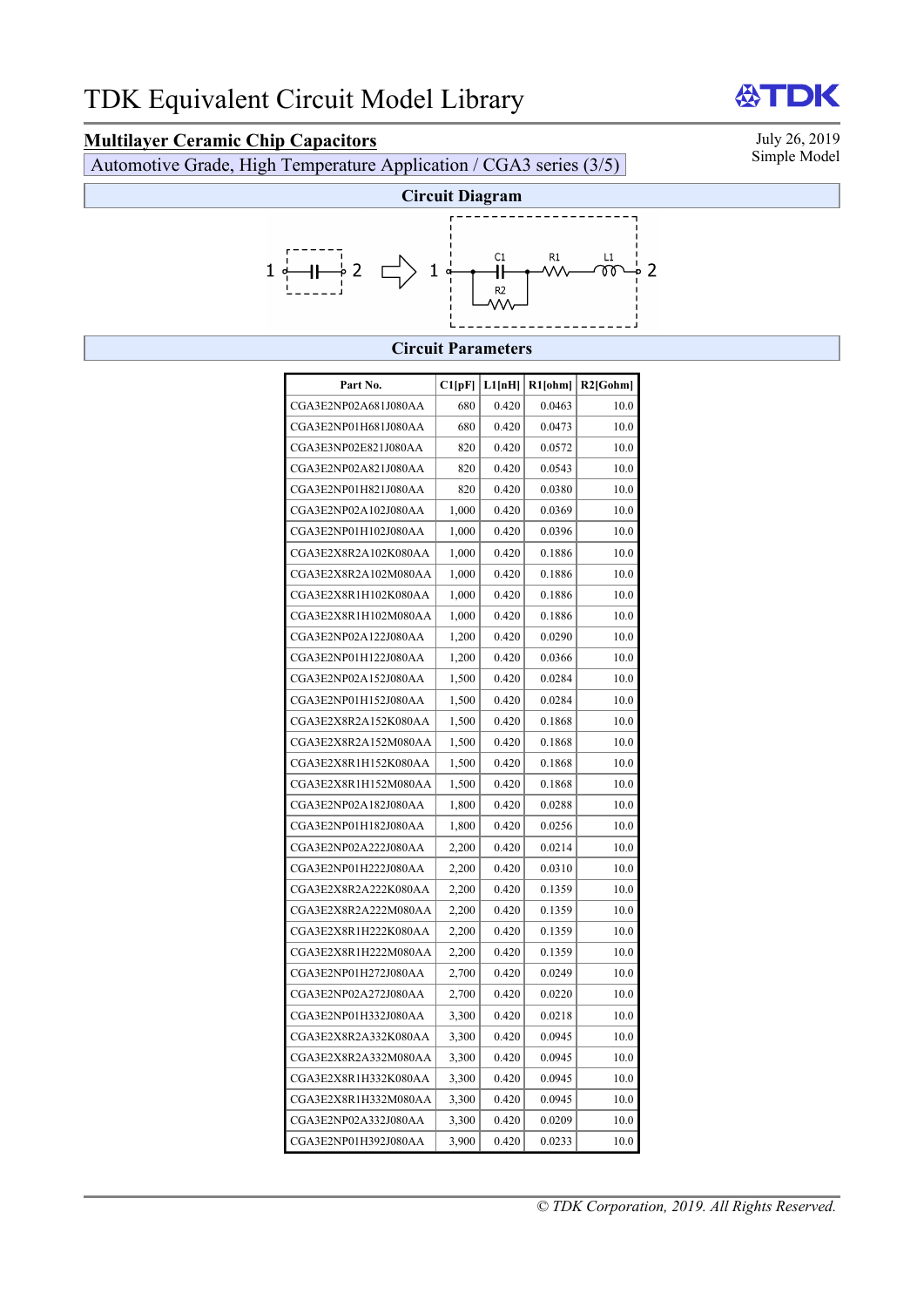# TDK Equivalent Circuit Model Library

**Multilayer Ceramic Chip Capacitors**

Automotive Grade, High Temperature Application / CGA3 series (3/5)

July 26, 2019
Simple Model

## Circuit Diagram

1 —||— 2 ⇨ 1 —[C1 ∥ R2]— R1 — L1 — 2

## Circuit Parameters

| Part No. | C1[pF] | L1[nH] | R1[ohm] | R2[Gohm] |
|---|---|---|---|---|
| CGA3E2NP02A681J080AA | 680 | 0.420 | 0.0463 | 10.0 |
| CGA3E2NP01H681J080AA | 680 | 0.420 | 0.0473 | 10.0 |
| CGA3E3NP02E821J080AA | 820 | 0.420 | 0.0572 | 10.0 |
| CGA3E2NP02A821J080AA | 820 | 0.420 | 0.0543 | 10.0 |
| CGA3E2NP01H821J080AA | 820 | 0.420 | 0.0380 | 10.0 |
| CGA3E2NP02A102J080AA | 1,000 | 0.420 | 0.0369 | 10.0 |
| CGA3E2NP01H102J080AA | 1,000 | 0.420 | 0.0396 | 10.0 |
| CGA3E2X8R2A102K080AA | 1,000 | 0.420 | 0.1886 | 10.0 |
| CGA3E2X8R2A102M080AA | 1,000 | 0.420 | 0.1886 | 10.0 |
| CGA3E2X8R1H102K080AA | 1,000 | 0.420 | 0.1886 | 10.0 |
| CGA3E2X8R1H102M080AA | 1,000 | 0.420 | 0.1886 | 10.0 |
| CGA3E2NP02A122J080AA | 1,200 | 0.420 | 0.0290 | 10.0 |
| CGA3E2NP01H122J080AA | 1,200 | 0.420 | 0.0366 | 10.0 |
| CGA3E2NP02A152J080AA | 1,500 | 0.420 | 0.0284 | 10.0 |
| CGA3E2NP01H152J080AA | 1,500 | 0.420 | 0.0284 | 10.0 |
| CGA3E2X8R2A152K080AA | 1,500 | 0.420 | 0.1868 | 10.0 |
| CGA3E2X8R2A152M080AA | 1,500 | 0.420 | 0.1868 | 10.0 |
| CGA3E2X8R1H152K080AA | 1,500 | 0.420 | 0.1868 | 10.0 |
| CGA3E2X8R1H152M080AA | 1,500 | 0.420 | 0.1868 | 10.0 |
| CGA3E2NP02A182J080AA | 1,800 | 0.420 | 0.0288 | 10.0 |
| CGA3E2NP01H182J080AA | 1,800 | 0.420 | 0.0256 | 10.0 |
| CGA3E2NP02A222J080AA | 2,200 | 0.420 | 0.0214 | 10.0 |
| CGA3E2NP01H222J080AA | 2,200 | 0.420 | 0.0310 | 10.0 |
| CGA3E2X8R2A222K080AA | 2,200 | 0.420 | 0.1359 | 10.0 |
| CGA3E2X8R2A222M080AA | 2,200 | 0.420 | 0.1359 | 10.0 |
| CGA3E2X8R1H222K080AA | 2,200 | 0.420 | 0.1359 | 10.0 |
| CGA3E2X8R1H222M080AA | 2,200 | 0.420 | 0.1359 | 10.0 |
| CGA3E2NP01H272J080AA | 2,700 | 0.420 | 0.0249 | 10.0 |
| CGA3E2NP02A272J080AA | 2,700 | 0.420 | 0.0220 | 10.0 |
| CGA3E2NP01H332J080AA | 3,300 | 0.420 | 0.0218 | 10.0 |
| CGA3E2X8R2A332K080AA | 3,300 | 0.420 | 0.0945 | 10.0 |
| CGA3E2X8R2A332M080AA | 3,300 | 0.420 | 0.0945 | 10.0 |
| CGA3E2X8R1H332K080AA | 3,300 | 0.420 | 0.0945 | 10.0 |
| CGA3E2X8R1H332M080AA | 3,300 | 0.420 | 0.0945 | 10.0 |
| CGA3E2NP02A332J080AA | 3,300 | 0.420 | 0.0209 | 10.0 |
| CGA3E2NP01H392J080AA | 3,900 | 0.420 | 0.0233 | 10.0 |

*© TDK Corporation, 2019. All Rights Reserved.*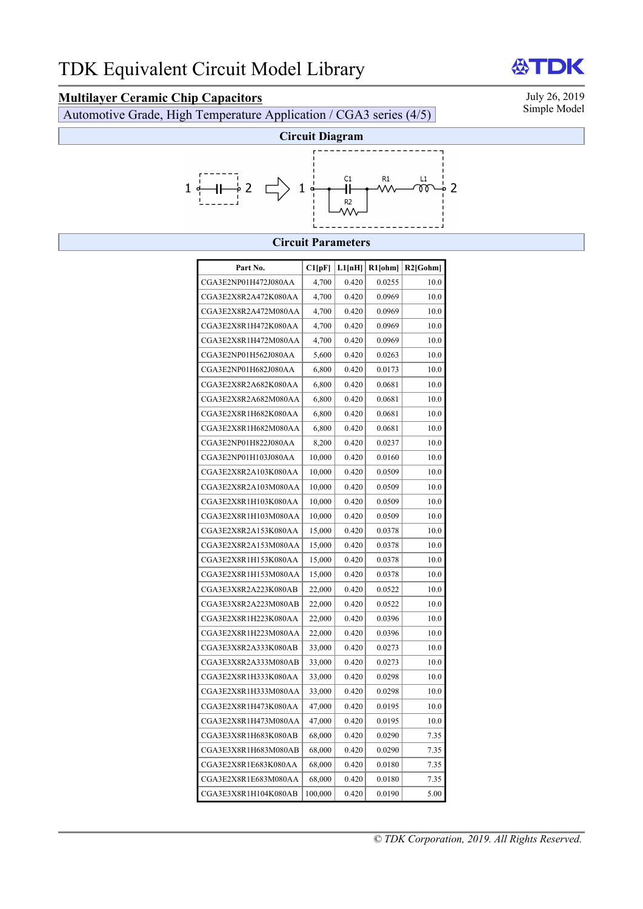# TDK Equivalent Circuit Model Library

July 26, 2019
Simple Model

## Multilayer Ceramic Chip Capacitors

Automotive Grade, High Temperature Application / CGA3 series (4/5)

### Circuit Diagram

1 —C1— 2 ⇨ 1 —[C1 ∥ R2]— R1 — L1 — 2

### Circuit Parameters

| Part No. | C1[pF] | L1[nH] | R1[ohm] | R2[Gohm] |
|---|---|---|---|---|
| CGA3E2NP01H472J080AA | 4,700 | 0.420 | 0.0255 | 10.0 |
| CGA3E2X8R2A472K080AA | 4,700 | 0.420 | 0.0969 | 10.0 |
| CGA3E2X8R2A472M080AA | 4,700 | 0.420 | 0.0969 | 10.0 |
| CGA3E2X8R1H472K080AA | 4,700 | 0.420 | 0.0969 | 10.0 |
| CGA3E2X8R1H472M080AA | 4,700 | 0.420 | 0.0969 | 10.0 |
| CGA3E2NP01H562J080AA | 5,600 | 0.420 | 0.0263 | 10.0 |
| CGA3E2NP01H682J080AA | 6,800 | 0.420 | 0.0173 | 10.0 |
| CGA3E2X8R2A682K080AA | 6,800 | 0.420 | 0.0681 | 10.0 |
| CGA3E2X8R2A682M080AA | 6,800 | 0.420 | 0.0681 | 10.0 |
| CGA3E2X8R1H682K080AA | 6,800 | 0.420 | 0.0681 | 10.0 |
| CGA3E2X8R1H682M080AA | 6,800 | 0.420 | 0.0681 | 10.0 |
| CGA3E2NP01H822J080AA | 8,200 | 0.420 | 0.0237 | 10.0 |
| CGA3E2NP01H103J080AA | 10,000 | 0.420 | 0.0160 | 10.0 |
| CGA3E2X8R2A103K080AA | 10,000 | 0.420 | 0.0509 | 10.0 |
| CGA3E2X8R2A103M080AA | 10,000 | 0.420 | 0.0509 | 10.0 |
| CGA3E2X8R1H103K080AA | 10,000 | 0.420 | 0.0509 | 10.0 |
| CGA3E2X8R1H103M080AA | 10,000 | 0.420 | 0.0509 | 10.0 |
| CGA3E2X8R2A153K080AA | 15,000 | 0.420 | 0.0378 | 10.0 |
| CGA3E2X8R2A153M080AA | 15,000 | 0.420 | 0.0378 | 10.0 |
| CGA3E2X8R1H153K080AA | 15,000 | 0.420 | 0.0378 | 10.0 |
| CGA3E2X8R1H153M080AA | 15,000 | 0.420 | 0.0378 | 10.0 |
| CGA3E3X8R2A223K080AB | 22,000 | 0.420 | 0.0522 | 10.0 |
| CGA3E3X8R2A223M080AB | 22,000 | 0.420 | 0.0522 | 10.0 |
| CGA3E2X8R1H223K080AA | 22,000 | 0.420 | 0.0396 | 10.0 |
| CGA3E2X8R1H223M080AA | 22,000 | 0.420 | 0.0396 | 10.0 |
| CGA3E3X8R2A333K080AB | 33,000 | 0.420 | 0.0273 | 10.0 |
| CGA3E3X8R2A333M080AB | 33,000 | 0.420 | 0.0273 | 10.0 |
| CGA3E2X8R1H333K080AA | 33,000 | 0.420 | 0.0298 | 10.0 |
| CGA3E2X8R1H333M080AA | 33,000 | 0.420 | 0.0298 | 10.0 |
| CGA3E2X8R1H473K080AA | 47,000 | 0.420 | 0.0195 | 10.0 |
| CGA3E2X8R1H473M080AA | 47,000 | 0.420 | 0.0195 | 10.0 |
| CGA3E3X8R1H683K080AB | 68,000 | 0.420 | 0.0290 | 7.35 |
| CGA3E3X8R1H683M080AB | 68,000 | 0.420 | 0.0290 | 7.35 |
| CGA3E2X8R1E683K080AA | 68,000 | 0.420 | 0.0180 | 7.35 |
| CGA3E2X8R1E683M080AA | 68,000 | 0.420 | 0.0180 | 7.35 |
| CGA3E3X8R1H104K080AB | 100,000 | 0.420 | 0.0190 | 5.00 |

*© TDK Corporation, 2019. All Rights Reserved.*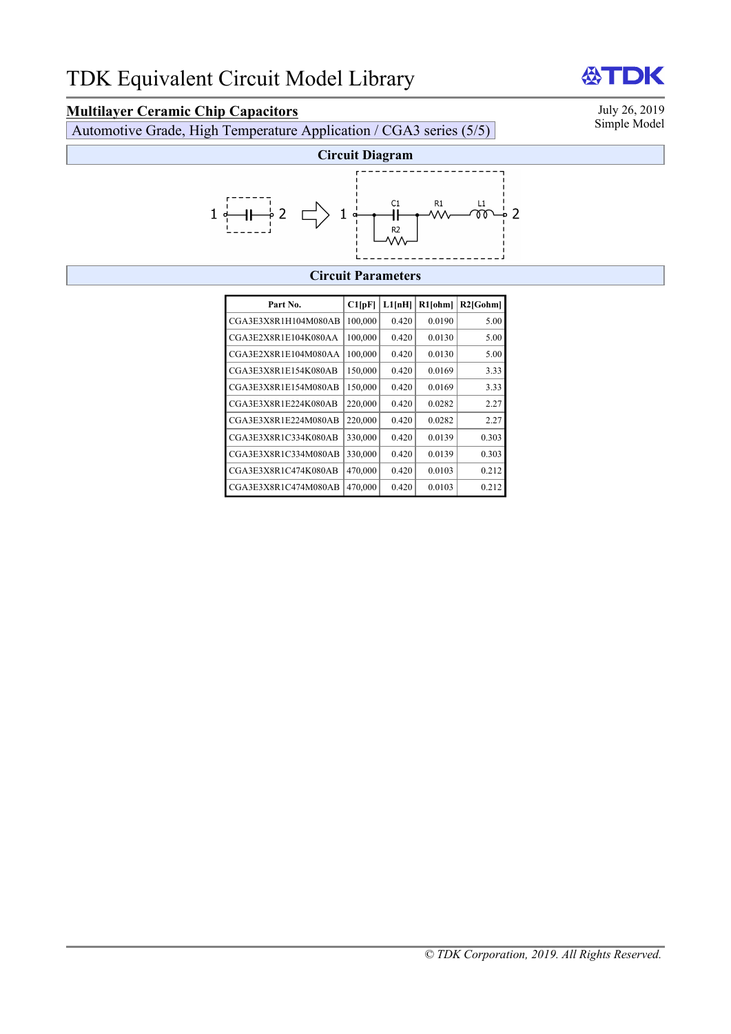# TDK Equivalent Circuit Model Library

## Multilayer Ceramic Chip Capacitors

July 26, 2019
Simple Model

Automotive Grade, High Temperature Application / CGA3 series (5/5)

### Circuit Diagram

1 2 1 C1 R1 L1 2
R2

### Circuit Parameters

| Part No. | C1[pF] | L1[nH] | R1[ohm] | R2[Gohm] |
|---|---|---|---|---|
| CGA3E3X8R1H104M080AB | 100,000 | 0.420 | 0.0190 | 5.00 |
| CGA3E2X8R1E104K080AA | 100,000 | 0.420 | 0.0130 | 5.00 |
| CGA3E2X8R1E104M080AA | 100,000 | 0.420 | 0.0130 | 5.00 |
| CGA3E3X8R1E154K080AB | 150,000 | 0.420 | 0.0169 | 3.33 |
| CGA3E3X8R1E154M080AB | 150,000 | 0.420 | 0.0169 | 3.33 |
| CGA3E3X8R1E224K080AB | 220,000 | 0.420 | 0.0282 | 2.27 |
| CGA3E3X8R1E224M080AB | 220,000 | 0.420 | 0.0282 | 2.27 |
| CGA3E3X8R1C334K080AB | 330,000 | 0.420 | 0.0139 | 0.303 |
| CGA3E3X8R1C334M080AB | 330,000 | 0.420 | 0.0139 | 0.303 |
| CGA3E3X8R1C474K080AB | 470,000 | 0.420 | 0.0103 | 0.212 |
| CGA3E3X8R1C474M080AB | 470,000 | 0.420 | 0.0103 | 0.212 |

*© TDK Corporation, 2019. All Rights Reserved.*